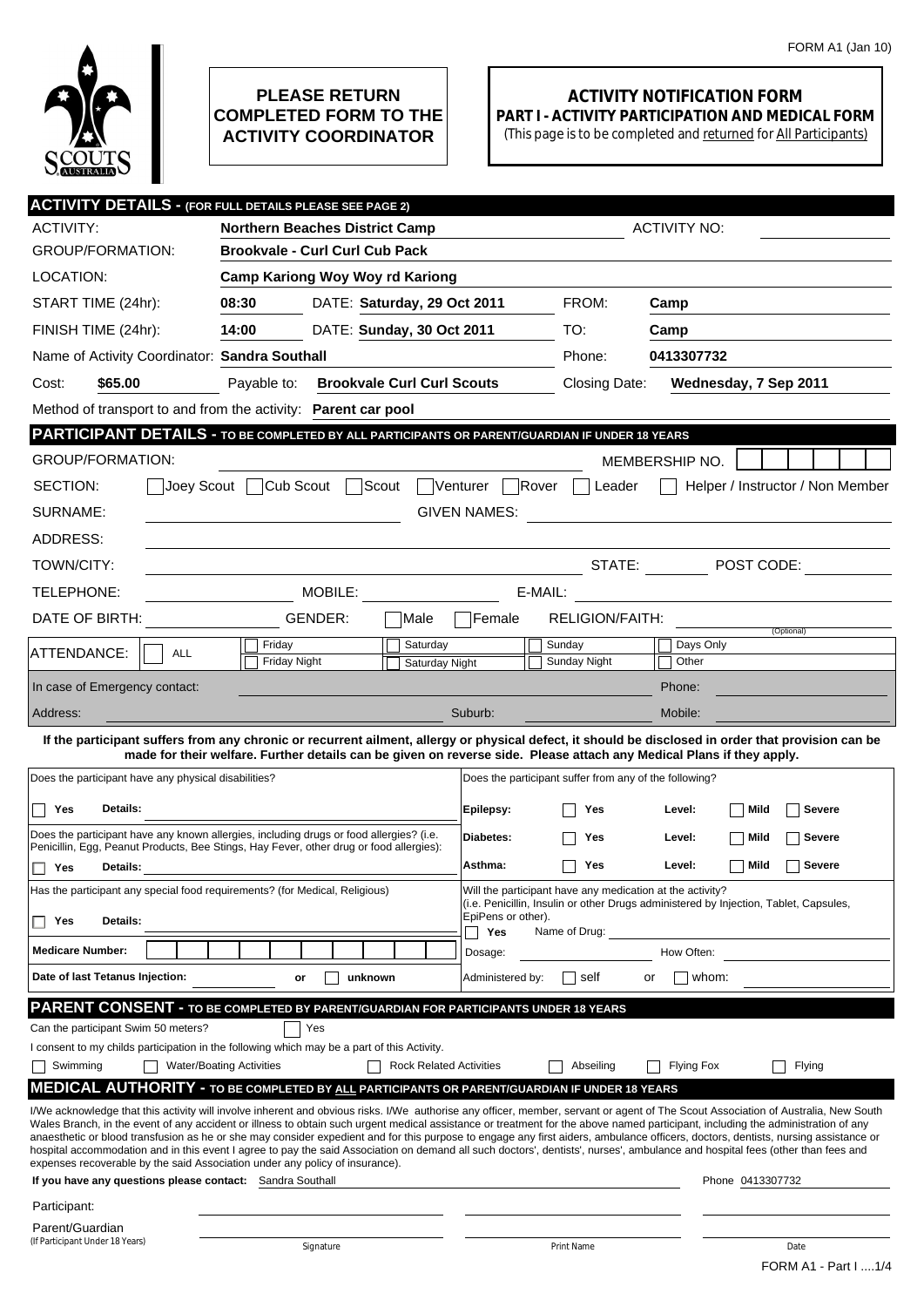FORM A1 (Jan 10)

**PLEASE RETURN COMPLETED FORM TO THE ACTIVITY COORDINATOR**

# ACTIVITY NOTIFICATION FORM

## PART I - ACTIVITY PARTICIPATION AND MEDICAL FORM

(This page is to be completed and returned for All Participants)

## ACTIVITY DETAILS - (FOR FULL DETAILS PLEASE SEE PAGE 2)

| | | | |
|---|---|---|---|
| ACTIVITY: | **Northern Beaches District Camp** | ACTIVITY NO: | |
| GROUP/FORMATION: | **Brookvale - Curl Curl Cub Pack** | | |
| LOCATION: | **Camp Kariong Woy Woy rd Kariong** | | |
| START TIME (24hr): | **08:30** DATE: **Saturday, 29 Oct 2011** | FROM: | **Camp** |
| FINISH TIME (24hr): | **14:00** DATE: **Sunday, 30 Oct 2011** | TO: | **Camp** |
| Name of Activity Coordinator: | **Sandra Southall** | Phone: | **0413307732** |
| Cost: **$65.00** | Payable to: **Brookvale Curl Curl Scouts** | Closing Date: | **Wednesday, 7 Sep 2011** |

Method of transport to and from the activity: **Parent car pool**

## PARTICIPANT DETAILS - TO BE COMPLETED BY ALL PARTICIPANTS OR PARENT/GUARDIAN IF UNDER 18 YEARS

GROUP/FORMATION: ______________________ MEMBERSHIP NO. ☐☐☐☐☐☐☐

SECTION: ☐ Joey Scout ☐ Cub Scout ☐ Scout ☐ Venturer ☐ Rover ☐ Leader ☐ Helper / Instructor / Non Member

SURNAME: ______________________ GIVEN NAMES: ______________________

ADDRESS: ______________________

TOWN/CITY: ______________________ STATE: ________ POST CODE: ________

TELEPHONE: ____________ MOBILE: ____________ E-MAIL: ____________

DATE OF BIRTH: ____________ GENDER: ☐ Male ☐ Female RELIGION/FAITH: ____________ (Optional)

ATTENDANCE: ☐ ALL ☐ Friday ☐ Friday Night ☐ Saturday ☐ Saturday Night ☐ Sunday ☐ Sunday Night ☐ Days Only ☐ Other

In case of Emergency contact: ______________________ Phone: ____________

Address: ______________________ Suburb: ____________ Mobile: ____________

**If the participant suffers from any chronic or recurrent ailment, allergy or physical defect, it should be disclosed in order that provision can be made for their welfare. Further details can be given on reverse side. Please attach any Medical Plans if they apply.**

Does the participant have any physical disabilities?

☐ **Yes** **Details:** ______________________

Does the participant have any known allergies, including drugs or food allergies? (i.e. Penicillin, Egg, Peanut Products, Bee Stings, Hay Fever, other drug or food allergies):

☐ **Yes** **Details:** ______________________

Has the participant any special food requirements? (for Medical, Religious)

☐ **Yes** **Details:** ______________________

**Medicare Number:** ☐☐☐☐☐☐☐☐☐☐☐

**Date of last Tetanus Injection:** ____________ **or** ☐ **unknown**

Does the participant suffer from any of the following?

| | | | |
|---|---|---|---|
| **Epilepsy:** | ☐ **Yes** | **Level:** | ☐ **Mild** ☐ **Severe** |
| **Diabetes:** | ☐ **Yes** | **Level:** | ☐ **Mild** ☐ **Severe** |
| **Asthma:** | ☐ **Yes** | **Level:** | ☐ **Mild** ☐ **Severe** |

Will the participant have any medication at the activity?
(i.e. Penicillin, Insulin or other Drugs administered by Injection, Tablet, Capsules, EpiPens or other).

☐ **Yes** Name of Drug: ______________________

Dosage: ____________ How Often: ____________

Administered by: ☐ self or ☐ whom: ____________

## PARENT CONSENT - TO BE COMPLETED BY PARENT/GUARDIAN FOR PARTICIPANTS UNDER 18 YEARS

Can the participant Swim 50 meters? ☐ Yes

I consent to my childs participation in the following which may be a part of this Activity.

☐ Swimming ☐ Water/Boating Activities ☐ Rock Related Activities ☐ Abseiling ☐ Flying Fox ☐ Flying

## MEDICAL AUTHORITY - TO BE COMPLETED BY ALL PARTICIPANTS OR PARENT/GUARDIAN IF UNDER 18 YEARS

I/We acknowledge that this activity will involve inherent and obvious risks. I/We authorise any officer, member, servant or agent of The Scout Association of Australia, New South Wales Branch, in the event of any accident or illness to obtain such urgent medical assistance or treatment for the above named participant, including the administration of any anaesthetic or blood transfusion as he or she may consider expedient and for this purpose to engage any first aiders, ambulance officers, doctors, dentists, nursing assistance or hospital accommodation and in this event I agree to pay the said Association on demand all such doctors', dentists', nurses', ambulance and hospital fees (other than fees and expenses recoverable by the said Association under any policy of insurance).

**If you have any questions please contact:** Sandra Southall Phone 0413307732

| | Signature | Print Name | Date |
|---|---|---|---|
| Participant: | | | |
| Parent/Guardian (If Participant Under 18 Years) | | | |

FORM A1 - Part I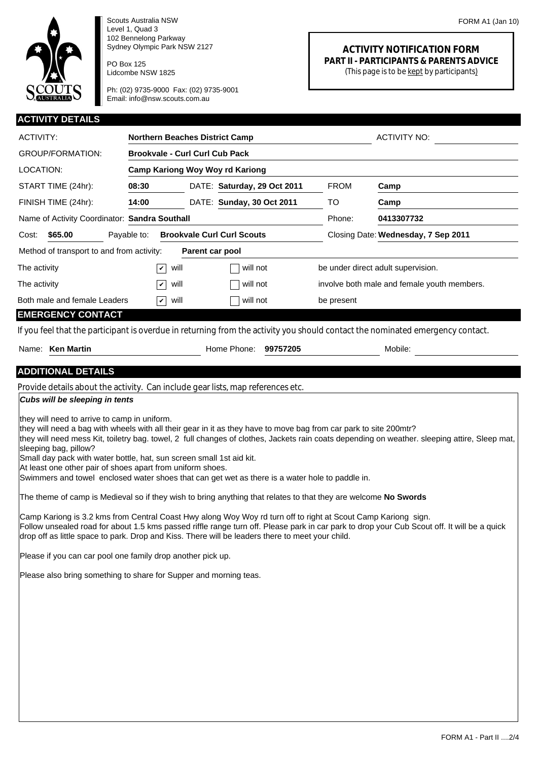Scouts Australia NSW
Level 1, Quad 3
102 Bennelong Parkway
Sydney Olympic Park NSW 2127

PO Box 125
Lidcombe NSW 1825

Ph: (02) 9735-9000 Fax: (02) 9735-9001
Email: info@nsw.scouts.com.au

FORM A1 (Jan 10)

# ACTIVITY NOTIFICATION FORM
## PART II - PARTICIPANTS & PARENTS ADVICE
*(This page is to be kept by participants)*

## ACTIVITY DETAILS

| | | | | | |
|---|---|---|---|---|---|
| ACTIVITY: | **Northern Beaches District Camp** | | | ACTIVITY NO: | |
| GROUP/FORMATION: | **Brookvale - Curl Curl Cub Pack** | | | | |
| LOCATION: | **Camp Kariong Woy Woy rd Kariong** | | | | |
| START TIME (24hr): | **08:30** | DATE: **Saturday, 29 Oct 2011** | | FROM | **Camp** |
| FINISH TIME (24hr): | **14:00** | DATE: **Sunday, 30 Oct 2011** | | TO | **Camp** |

Name of Activity Coordinator: **Sandra Southall** Phone: **0413307732**

Cost: **$65.00** Payable to: **Brookvale Curl Curl Scouts** Closing Date: **Wednesday, 7 Sep 2011**

Method of transport to and from activity: **Parent car pool**

The activity ☑ will ☐ will not be under direct adult supervision.

The activity ☑ will ☐ will not involve both male and female youth members.

Both male and female Leaders ☑ will ☐ will not be present

## EMERGENCY CONTACT

If you feel that the participant is overdue in returning from the activity you should contact the nominated emergency contact.

Name: **Ken Martin** Home Phone: **99757205** Mobile:

## ADDITIONAL DETAILS

Provide details about the activity. Can include gear lists, map references etc.

***Cubs will be sleeping in tents***

they will need to arrive to camp in uniform.
they will need a bag with wheels with all their gear in it as they have to move bag from car park to site 200mtr?
they will need mess Kit, toiletry bag. towel, 2 full changes of clothes, Jackets rain coats depending on weather. sleeping attire, Sleep mat, sleeping bag, pillow?
Small day pack with water bottle, hat, sun screen small 1st aid kit.
At least one other pair of shoes apart from uniform shoes.
Swimmers and towel enclosed water shoes that can get wet as there is a water hole to paddle in.

The theme of camp is Medieval so if they wish to bring anything that relates to that they are welcome **No Swords**

Camp Kariong is 3.2 kms from Central Coast Hwy along Woy Woy rd turn off to right at Scout Camp Kariong sign.
Follow unsealed road for about 1.5 kms passed riffle range turn off. Please park in car park to drop your Cub Scout off. It will be a quick drop off as little space to park. Drop and Kiss. There will be leaders there to meet your child.

Please if you can car pool one family drop another pick up.

Please also bring something to share for Supper and morning teas.